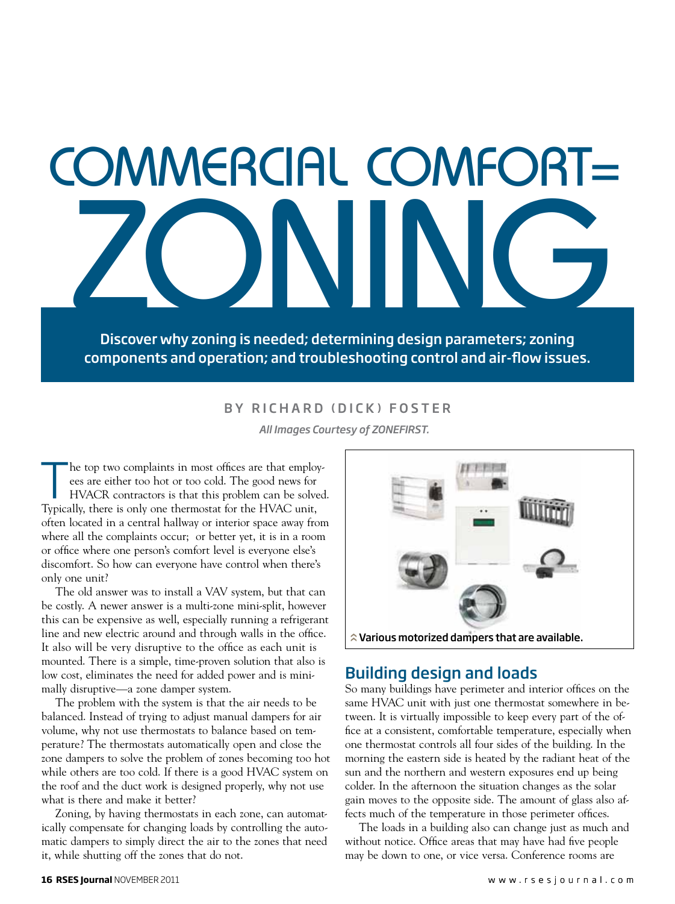# COMMERCIAL COMFORT= ZONING

**Discover why zoning is needed; determining design parameters; zoning components and operation; and troubleshooting control and air-flow issues.**

BY RICHARD (DICK) FOSTER

*All Images Courtesy of ZONEFIRST.*

The top two complaints in most offices are that employees are either too hot or too cold. The good news for HVACR contractors is that this problem can be solved. Typically, there is only one thermostat for the HVAC unit, often located in a central hallway or interior space away from where all the complaints occur; or better yet, it is in a room or office where one person's comfort level is everyone else's discomfort. So how can everyone have control when there's only one unit?

The old answer was to install a VAV system, but that can be costly. A newer answer is a multi-zone mini-split, however this can be expensive as well, especially running a refrigerant line and new electric around and through walls in the office. It also will be very disruptive to the office as each unit is mounted. There is a simple, time-proven solution that also is low cost, eliminates the need for added power and is minimally disruptive—a zone damper system.

The problem with the system is that the air needs to be balanced. Instead of trying to adjust manual dampers for air volume, why not use thermostats to balance based on temperature? The thermostats automatically open and close the zone dampers to solve the problem of zones becoming too hot while others are too cold. If there is a good HVAC system on the roof and the duct work is designed properly, why not use what is there and make it better?

Zoning, by having thermostats in each zone, can automatically compensate for changing loads by controlling the automatic dampers to simply direct the air to the zones that need it, while shutting off the zones that do not.

**Various motorized dampers that are available.**

## Building design and loads

So many buildings have perimeter and interior offices on the same HVAC unit with just one thermostat somewhere in between. It is virtually impossible to keep every part of the office at a consistent, comfortable temperature, especially when one thermostat controls all four sides of the building. In the morning the eastern side is heated by the radiant heat of the sun and the northern and western exposures end up being colder. In the afternoon the situation changes as the solar gain moves to the opposite side. The amount of glass also affects much of the temperature in those perimeter offices.

The loads in a building also can change just as much and without notice. Office areas that may have had five people may be down to one, or vice versa. Conference rooms are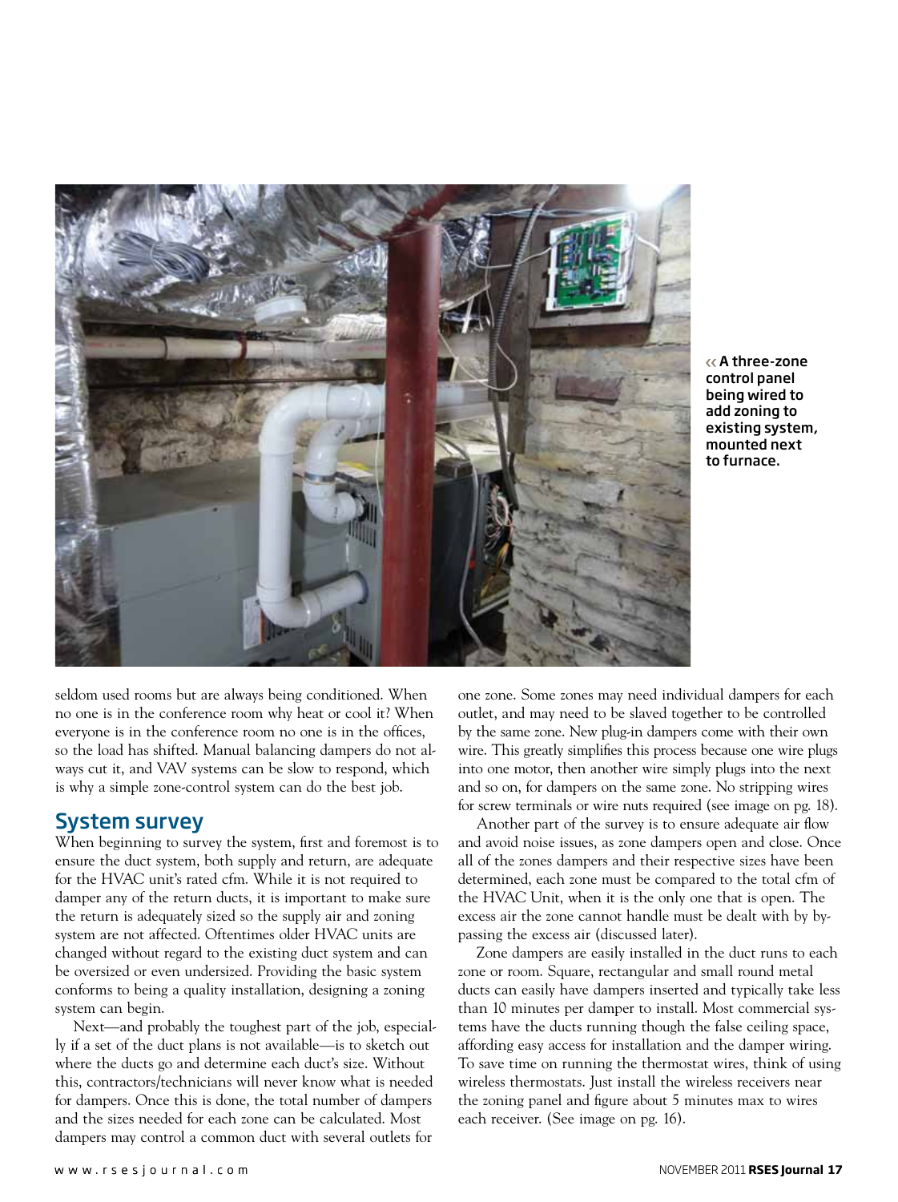« A three-zone control panel being wired to add zoning to existing system, mounted next to furnace.

seldom used rooms but are always being conditioned. When no one is in the conference room why heat or cool it? When everyone is in the conference room no one is in the offices, so the load has shifted. Manual balancing dampers do not always cut it, and VAV systems can be slow to respond, which is why a simple zone-control system can do the best job.

## System survey

When beginning to survey the system, first and foremost is to ensure the duct system, both supply and return, are adequate for the HVAC unit's rated cfm. While it is not required to damper any of the return ducts, it is important to make sure the return is adequately sized so the supply air and zoning system are not affected. Oftentimes older HVAC units are changed without regard to the existing duct system and can be oversized or even undersized. Providing the basic system conforms to being a quality installation, designing a zoning system can begin.

Next—and probably the toughest part of the job, especially if a set of the duct plans is not available—is to sketch out where the ducts go and determine each duct's size. Without this, contractors/technicians will never know what is needed for dampers. Once this is done, the total number of dampers and the sizes needed for each zone can be calculated. Most dampers may control a common duct with several outlets for one zone. Some zones may need individual dampers for each outlet, and may need to be slaved together to be controlled by the same zone. New plug-in dampers come with their own wire. This greatly simplifies this process because one wire plugs into one motor, then another wire simply plugs into the next and so on, for dampers on the same zone. No stripping wires for screw terminals or wire nuts required (see image on pg. 18).

Another part of the survey is to ensure adequate air flow and avoid noise issues, as zone dampers open and close. Once all of the zones dampers and their respective sizes have been determined, each zone must be compared to the total cfm of the HVAC Unit, when it is the only one that is open. The excess air the zone cannot handle must be dealt with by bypassing the excess air (discussed later).

Zone dampers are easily installed in the duct runs to each zone or room. Square, rectangular and small round metal ducts can easily have dampers inserted and typically take less than 10 minutes per damper to install. Most commercial systems have the ducts running though the false ceiling space, affording easy access for installation and the damper wiring. To save time on running the thermostat wires, think of using wireless thermostats. Just install the wireless receivers near the zoning panel and figure about 5 minutes max to wires each receiver. (See image on pg. 16).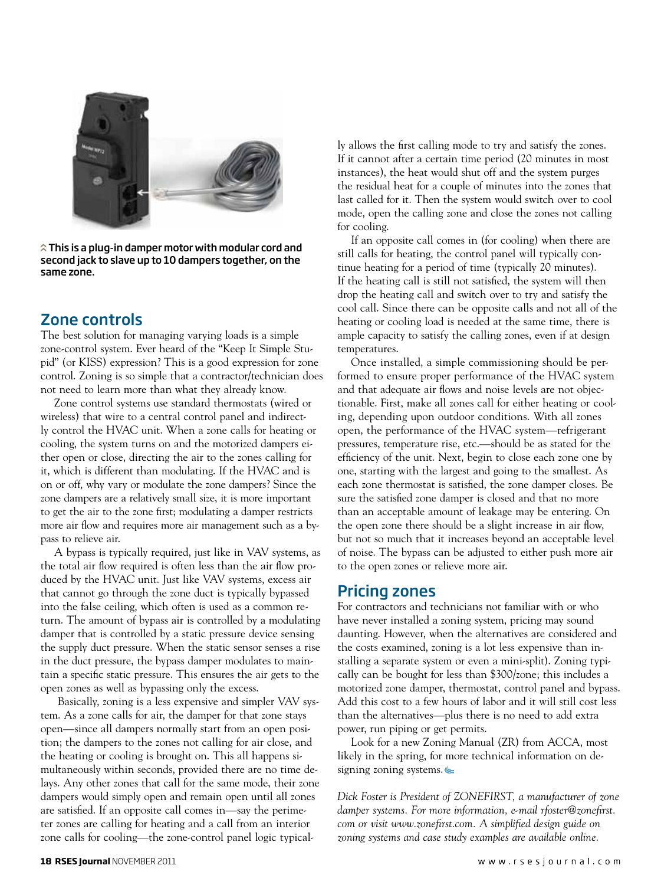**This is a plug-in damper motor with modular cord and second jack to slave up to 10 dampers together, on the same zone.**

## Zone controls

The best solution for managing varying loads is a simple zone-control system. Ever heard of the "Keep It Simple Stupid" (or KISS) expression? This is a good expression for zone control. Zoning is so simple that a contractor/technician does not need to learn more than what they already know.

Zone control systems use standard thermostats (wired or wireless) that wire to a central control panel and indirectly control the HVAC unit. When a zone calls for heating or cooling, the system turns on and the motorized dampers either open or close, directing the air to the zones calling for it, which is different than modulating. If the HVAC and is on or off, why vary or modulate the zone dampers? Since the zone dampers are a relatively small size, it is more important to get the air to the zone first; modulating a damper restricts more air flow and requires more air management such as a bypass to relieve air.

A bypass is typically required, just like in VAV systems, as the total air flow required is often less than the air flow produced by the HVAC unit. Just like VAV systems, excess air that cannot go through the zone duct is typically bypassed into the false ceiling, which often is used as a common return. The amount of bypass air is controlled by a modulating damper that is controlled by a static pressure device sensing the supply duct pressure. When the static sensor senses a rise in the duct pressure, the bypass damper modulates to maintain a specific static pressure. This ensures the air gets to the open zones as well as bypassing only the excess.

Basically, zoning is a less expensive and simpler VAV system. As a zone calls for air, the damper for that zone stays open—since all dampers normally start from an open position; the dampers to the zones not calling for air close, and the heating or cooling is brought on. This all happens simultaneously within seconds, provided there are no time delays. Any other zones that call for the same mode, their zone dampers would simply open and remain open until all zones are satisfied. If an opposite call comes in—say the perimeter zones are calling for heating and a call from an interior zone calls for cooling—the zone-control panel logic typically allows the first calling mode to try and satisfy the zones. If it cannot after a certain time period (20 minutes in most instances), the heat would shut off and the system purges the residual heat for a couple of minutes into the zones that last called for it. Then the system would switch over to cool mode, open the calling zone and close the zones not calling for cooling.

If an opposite call comes in (for cooling) when there are still calls for heating, the control panel will typically continue heating for a period of time (typically 20 minutes). If the heating call is still not satisfied, the system will then drop the heating call and switch over to try and satisfy the cool call. Since there can be opposite calls and not all of the heating or cooling load is needed at the same time, there is ample capacity to satisfy the calling zones, even if at design temperatures.

Once installed, a simple commissioning should be performed to ensure proper performance of the HVAC system and that adequate air flows and noise levels are not objectionable. First, make all zones call for either heating or cooling, depending upon outdoor conditions. With all zones open, the performance of the HVAC system—refrigerant pressures, temperature rise, etc.—should be as stated for the efficiency of the unit. Next, begin to close each zone one by one, starting with the largest and going to the smallest. As each zone thermostat is satisfied, the zone damper closes. Be sure the satisfied zone damper is closed and that no more than an acceptable amount of leakage may be entering. On the open zone there should be a slight increase in air flow, but not so much that it increases beyond an acceptable level of noise. The bypass can be adjusted to either push more air to the open zones or relieve more air.

## Pricing zones

For contractors and technicians not familiar with or who have never installed a zoning system, pricing may sound daunting. However, when the alternatives are considered and the costs examined, zoning is a lot less expensive than installing a separate system or even a mini-split). Zoning typically can be bought for less than $300/zone; this includes a motorized zone damper, thermostat, control panel and bypass. Add this cost to a few hours of labor and it will still cost less than the alternatives—plus there is no need to add extra power, run piping or get permits.

Look for a new Zoning Manual (ZR) from ACCA, most likely in the spring, for more technical information on designing zoning systems.

*Dick Foster is President of ZONEFIRST, a manufacturer of zone damper systems. For more information, e-mail rfoster@zonefirst.com or visit www.zonefirst.com. A simplified design guide on zoning systems and case study examples are available online.*